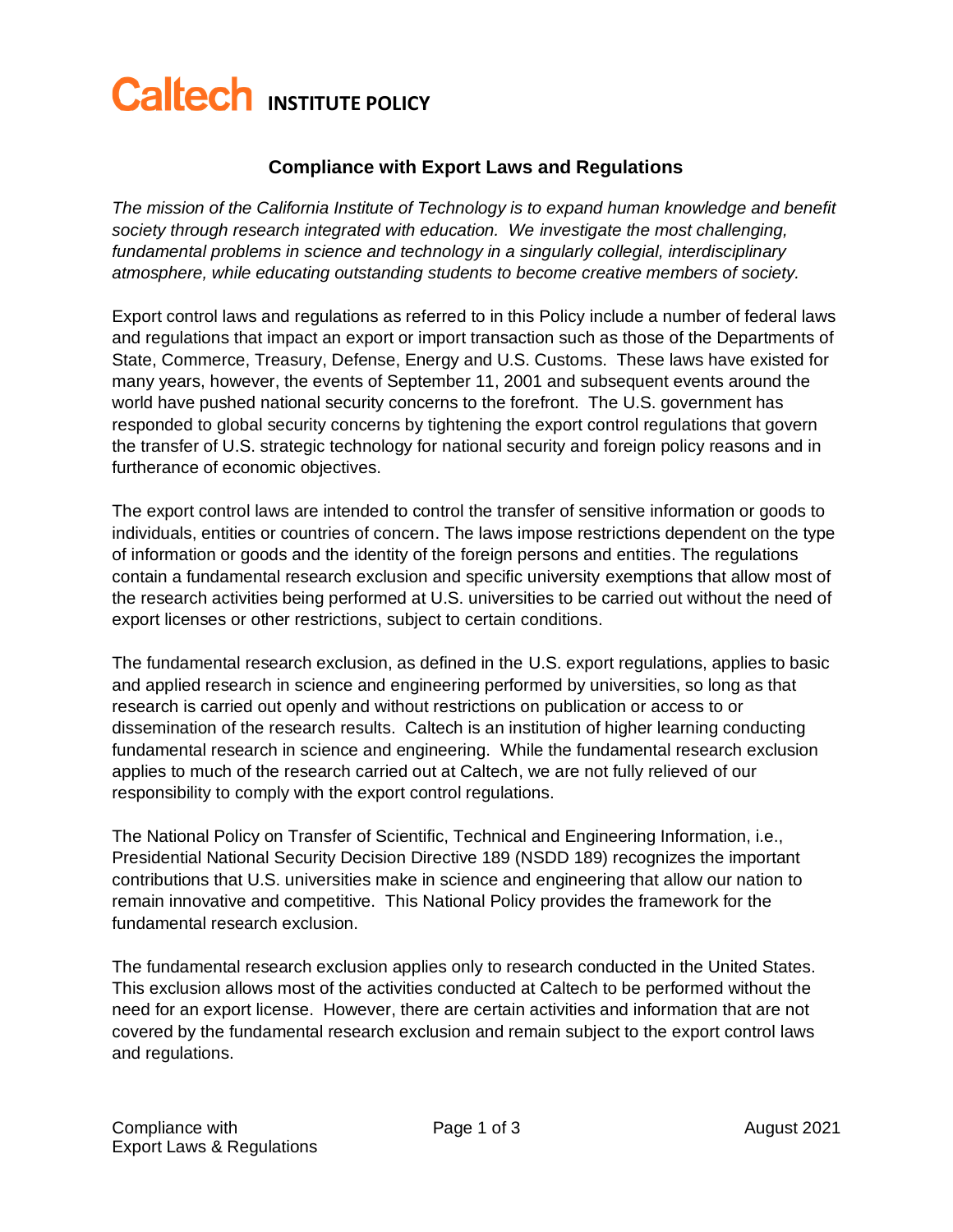# Caltech INSTITUTE POLICY

## Compliance with Export Laws and Regulations

*The mission of the California Institute of Technology is to expand human knowledge and benefit society through research integrated with education. We investigate the most challenging, fundamental problems in science and technology in a singularly collegial, interdisciplinary atmosphere, while educating outstanding students to become creative members of society.*

Export control laws and regulations as referred to in this Policy include a number of federal laws and regulations that impact an export or import transaction such as those of the Departments of State, Commerce, Treasury, Defense, Energy and U.S. Customs. These laws have existed for many years, however, the events of September 11, 2001 and subsequent events around the world have pushed national security concerns to the forefront. The U.S. government has responded to global security concerns by tightening the export control regulations that govern the transfer of U.S. strategic technology for national security and foreign policy reasons and in furtherance of economic objectives.

The export control laws are intended to control the transfer of sensitive information or goods to individuals, entities or countries of concern. The laws impose restrictions dependent on the type of information or goods and the identity of the foreign persons and entities. The regulations contain a fundamental research exclusion and specific university exemptions that allow most of the research activities being performed at U.S. universities to be carried out without the need of export licenses or other restrictions, subject to certain conditions.

The fundamental research exclusion, as defined in the U.S. export regulations, applies to basic and applied research in science and engineering performed by universities, so long as that research is carried out openly and without restrictions on publication or access to or dissemination of the research results. Caltech is an institution of higher learning conducting fundamental research in science and engineering. While the fundamental research exclusion applies to much of the research carried out at Caltech, we are not fully relieved of our responsibility to comply with the export control regulations.

The National Policy on Transfer of Scientific, Technical and Engineering Information, i.e., Presidential National Security Decision Directive 189 (NSDD 189) recognizes the important contributions that U.S. universities make in science and engineering that allow our nation to remain innovative and competitive. This National Policy provides the framework for the fundamental research exclusion.

The fundamental research exclusion applies only to research conducted in the United States. This exclusion allows most of the activities conducted at Caltech to be performed without the need for an export license. However, there are certain activities and information that are not covered by the fundamental research exclusion and remain subject to the export control laws and regulations.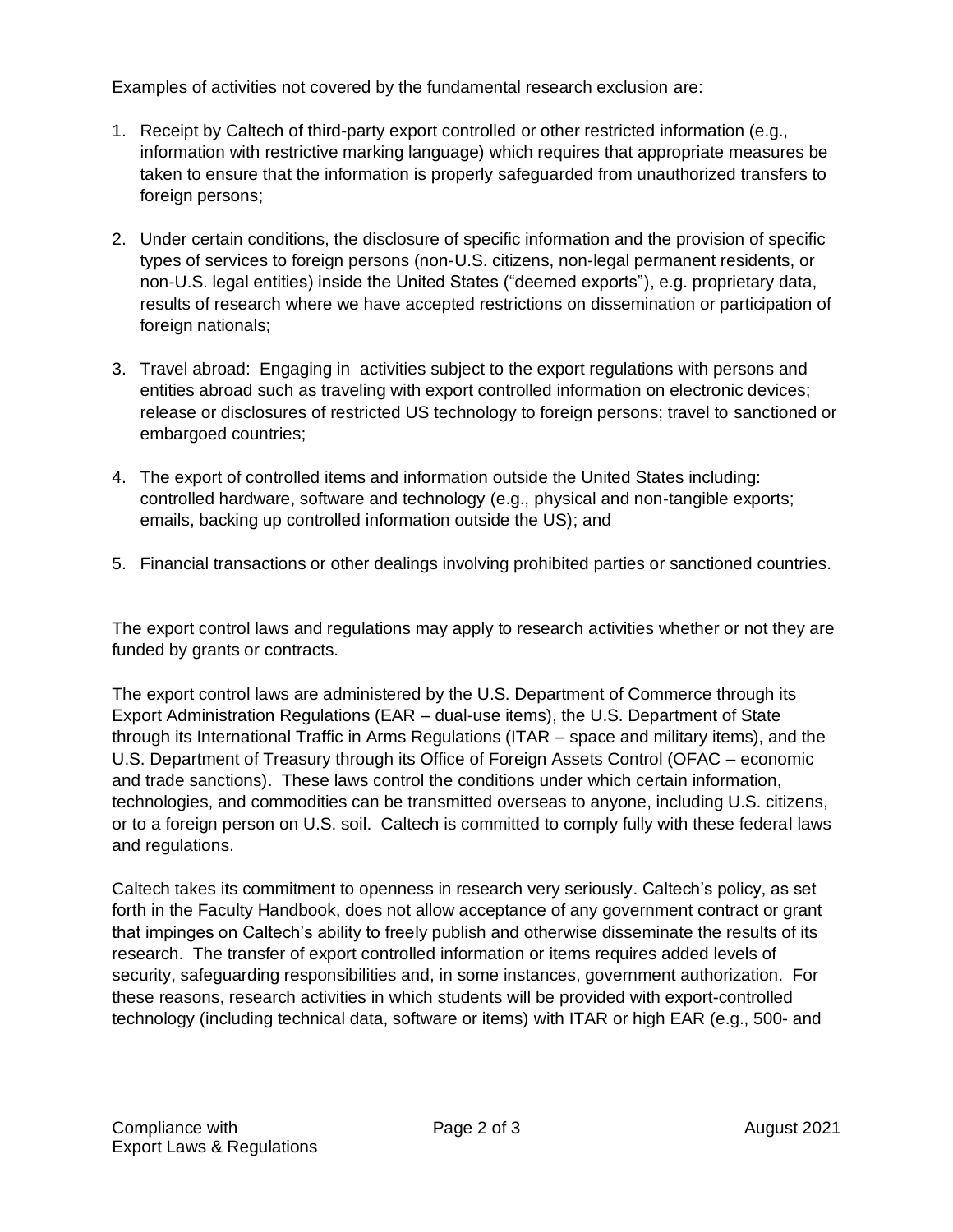Examples of activities not covered by the fundamental research exclusion are:

1. Receipt by Caltech of third-party export controlled or other restricted information (e.g., information with restrictive marking language) which requires that appropriate measures be taken to ensure that the information is properly safeguarded from unauthorized transfers to foreign persons;

2. Under certain conditions, the disclosure of specific information and the provision of specific types of services to foreign persons (non-U.S. citizens, non-legal permanent residents, or non-U.S. legal entities) inside the United States ("deemed exports"), e.g. proprietary data, results of research where we have accepted restrictions on dissemination or participation of foreign nationals;

3. Travel abroad: Engaging in activities subject to the export regulations with persons and entities abroad such as traveling with export controlled information on electronic devices; release or disclosures of restricted US technology to foreign persons; travel to sanctioned or embargoed countries;

4. The export of controlled items and information outside the United States including: controlled hardware, software and technology (e.g., physical and non-tangible exports; emails, backing up controlled information outside the US); and

5. Financial transactions or other dealings involving prohibited parties or sanctioned countries.

The export control laws and regulations may apply to research activities whether or not they are funded by grants or contracts.

The export control laws are administered by the U.S. Department of Commerce through its Export Administration Regulations (EAR – dual-use items), the U.S. Department of State through its International Traffic in Arms Regulations (ITAR – space and military items), and the U.S. Department of Treasury through its Office of Foreign Assets Control (OFAC – economic and trade sanctions). These laws control the conditions under which certain information, technologies, and commodities can be transmitted overseas to anyone, including U.S. citizens, or to a foreign person on U.S. soil. Caltech is committed to comply fully with these federal laws and regulations.

Caltech takes its commitment to openness in research very seriously. Caltech's policy, as set forth in the Faculty Handbook, does not allow acceptance of any government contract or grant that impinges on Caltech's ability to freely publish and otherwise disseminate the results of its research. The transfer of export controlled information or items requires added levels of security, safeguarding responsibilities and, in some instances, government authorization. For these reasons, research activities in which students will be provided with export-controlled technology (including technical data, software or items) with ITAR or high EAR (e.g., 500- and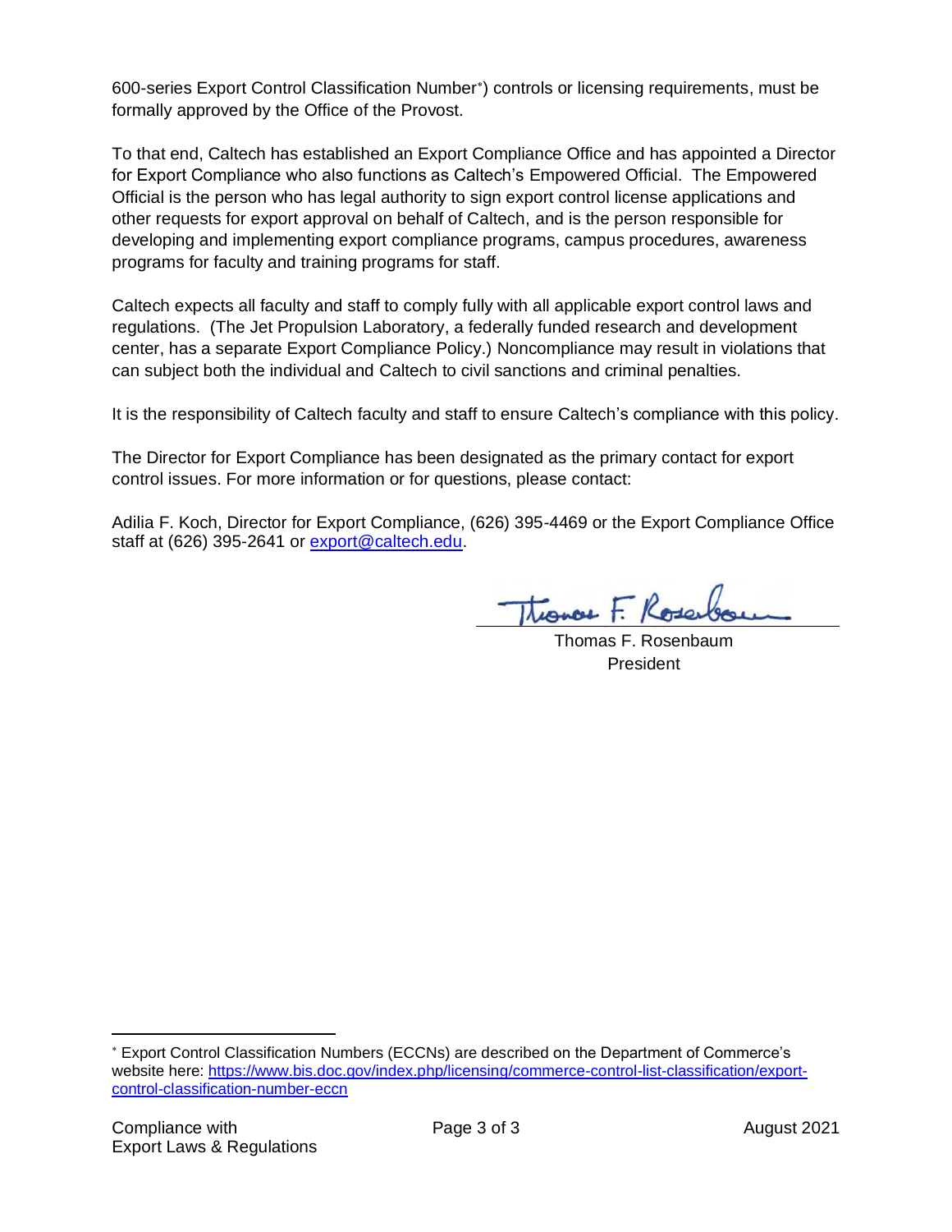600-series Export Control Classification Number*) controls or licensing requirements, must be formally approved by the Office of the Provost.

To that end, Caltech has established an Export Compliance Office and has appointed a Director for Export Compliance who also functions as Caltech's Empowered Official. The Empowered Official is the person who has legal authority to sign export control license applications and other requests for export approval on behalf of Caltech, and is the person responsible for developing and implementing export compliance programs, campus procedures, awareness programs for faculty and training programs for staff.

Caltech expects all faculty and staff to comply fully with all applicable export control laws and regulations. (The Jet Propulsion Laboratory, a federally funded research and development center, has a separate Export Compliance Policy.) Noncompliance may result in violations that can subject both the individual and Caltech to civil sanctions and criminal penalties.

It is the responsibility of Caltech faculty and staff to ensure Caltech's compliance with this policy.

The Director for Export Compliance has been designated as the primary contact for export control issues. For more information or for questions, please contact:

Adilia F. Koch, Director for Export Compliance, (626) 395-4469 or the Export Compliance Office staff at (626) 395-2641 or [export@caltech.edu](mailto:export@caltech.edu).

Thomas F. Rosenbaum
President

---

* Export Control Classification Numbers (ECCNs) are described on the Department of Commerce's website here: [https://www.bis.doc.gov/index.php/licensing/commerce-control-list-classification/export-control-classification-number-eccn](https://www.bis.doc.gov/index.php/licensing/commerce-control-list-classification/export-control-classification-number-eccn)